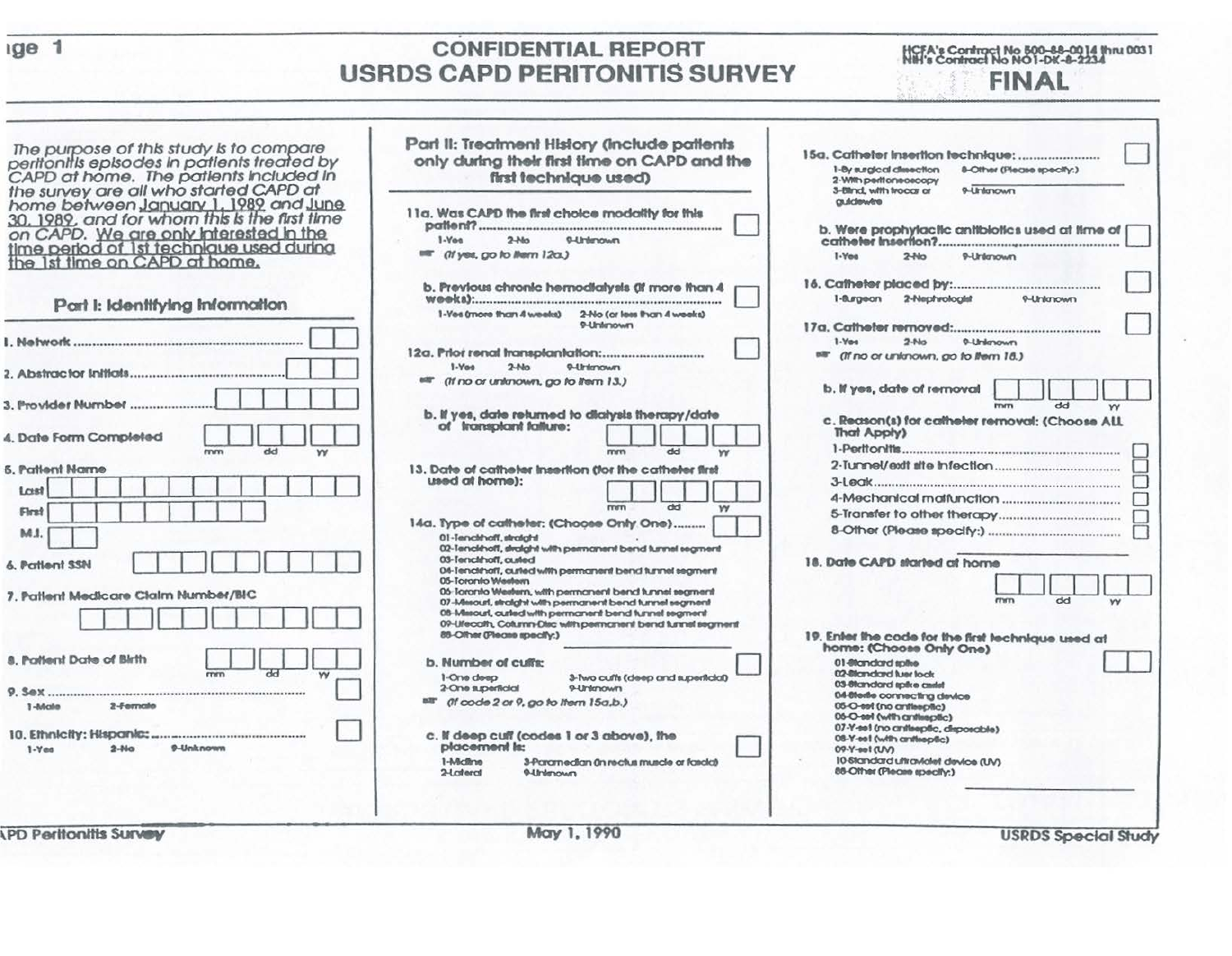# CONFIDENTIAL REPORT
# USRDS CAPD PERITONITIS SURVEY

HCFA's Contract No 500-88-0014 thru 0031
NIH's Contract No NO1-DK-8-2234

**FINAL**

*The purpose of this study is to compare peritonitis episodes in patients treated by CAPD at home. The patients included in the survey are all who started CAPD at home between January 1, 1989 and June 30, 1989, and for whom this is the first time on CAPD. We are only interested in the time period of 1st technique used during the 1st time on CAPD at home.*

## Part I: Identifying Information

1. Network ........................................ ☐☐
2. Abstractor Initials ........................................ ☐☐☐
3. Provider Number ........................................ ☐☐☐☐☐☐
4. Date Form Completed ☐☐ ☐☐ ☐☐ (mm dd yy)
5. Patient Name
   - Last ☐☐☐☐☐☐☐☐☐☐☐☐☐
   - First ☐☐☐☐☐☐☐☐☐
   - M.I. ☐☐
6. Patient SSN ☐☐☐ ☐☐ ☐☐☐☐
7. Patient Medicare Claim Number/BIC ☐☐☐☐☐☐☐☐☐☐☐
8. Patient Date of Birth ☐☐ ☐☐ ☐☐ (mm dd yy)
9. Sex ........................................ ☐
   1-Male 2-Female
10. Ethnicity: Hispanic: ........................................ ☐
   1-Yes 2-No 9-Unknown

## Part II: Treatment History (include patients only during their first time on CAPD and the first technique used)

11a. Was CAPD the first choice modality for this patient? ........................................ ☐
   1-Yes 2-No 9-Unknown
   (If yes, go to item 12a.)

b. Previous chronic hemodialysis (If more than 4 weeks): ☐
   1-Yes (more than 4 weeks) 2-No (or less than 4 weeks) 9-Unknown

12a. Prior renal transplantation: ........................................ ☐
   1-Yes 2-No 9-Unknown
   (If no or unknown, go to item 13.)

b. If yes, date returned to dialysis therapy/date of transplant failure: ☐☐ ☐☐ ☐☐ (mm dd yy)

13. Date of catheter insertion (for the catheter first used at home): ☐☐ ☐☐ ☐☐ (mm dd yy)

14a. Type of catheter: (Choose Only One) ......... ☐☐
   - 01-Tenckhoff, straight
   - 02-Tenckhoff, straight with permanent bend tunnel segment
   - 03-Tenckhoff, curled
   - 04-Tenckhoff, curled with permanent bend tunnel segment
   - 05-Toronto Western
   - 06-Toronto Western, with permanent bend tunnel segment
   - 07-Missouri, straight with permanent bend tunnel segment
   - 08-Missouri, curled with permanent bend tunnel segment
   - 09-Utrecath, Column-Disc with permanent bend tunnel segment
   - 88-Other (Please specify:) ____________

b. Number of cuffs: ☐
   1-One deep 3-Two cuffs (deep and superficial)
   2-One superficial 9-Unknown
   (If code 2 or 9, go to item 15a,b.)

c. If deep cuff (codes 1 or 3 above), the placement is: ☐
   1-Midline 3-Paramedian (in rectus muscle or fascia)
   2-Lateral 9-Unknown

15a. Catheter insertion technique: ........................ ☐
   1-By surgical dissection 8-Other (Please specify:) ____________
   2-With peritoneoscopy 9-Unknown
   3-Blind, with trocar or guidewire

b. Were prophylactic antibiotics used at time of catheter insertion? ........................ ☐
   1-Yes 2-No 9-Unknown

16. Catheter placed by: ........................................ ☐
   1-Surgeon 2-Nephrologist 9-Unknown

17a. Catheter removed: ........................................ ☐
   1-Yes 2-No 9-Unknown
   (If no or unknown, go to item 18.)

b. If yes, date of removal ☐☐ ☐☐ ☐☐ (mm dd yy)

c. Reason(s) for catheter removal: (Choose ALL That Apply)
   - 1-Peritonitis ........................................ ☐
   - 2-Tunnel/exit site infection ........................................ ☐
   - 3-Leak ........................................ ☐
   - 4-Mechanical malfunction ........................................ ☐
   - 5-Transfer to other therapy ........................................ ☐
   - 8-Other (Please specify:) ........................................ ☐
   ____________

18. Date CAPD started at home ☐☐ ☐☐ ☐☐ (mm dd yy)

19. Enter the code for the first technique used at home: (Choose Only One) ☐☐
   - 01-Standard spike
   - 02-Standard luer lock
   - 03-Standard spike cadet
   - 04-Sterile connecting device
   - 05-O-set (no antiseptic)
   - 06-O-set (with antiseptic)
   - 07-Y-set (no antiseptic, disposable)
   - 08-Y-set (with antiseptic)
   - 09-Y-set (UV)
   - 10-Standard ultraviolet device (UV)
   - 88-Other (Please specify:) ____________

APD Peritonitis Survey — May 1, 1990 — USRDS Special Study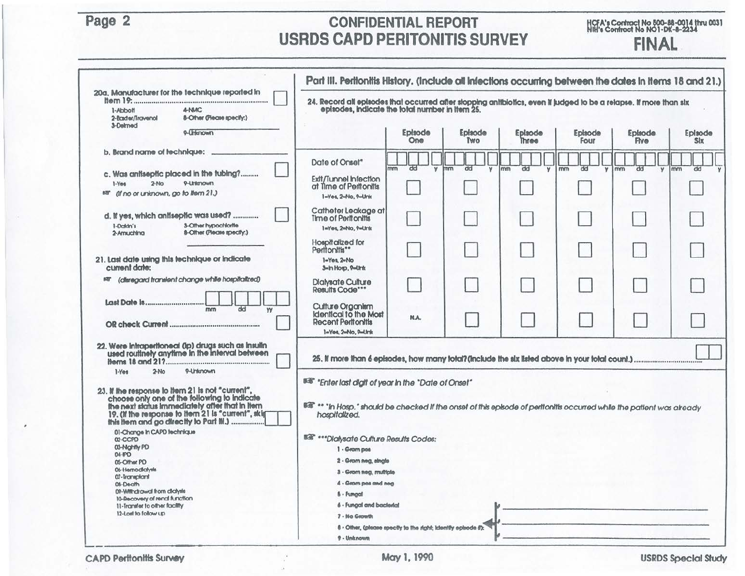# CONFIDENTIAL REPORT
# USRDS CAPD PERITONITIS SURVEY

HCFA's Contract No 500-88-0014 thru 0031
NIH's Contract No NO1-DK-8-2234

**FINAL**

20a. Manufacturer for the technique reported in Item 19: .............................. ☐

1-Abbott
2-Baxter/Travenol
3-Delmed
4-NMC
8-Other (Please specify:) ____________
9-Unknown

b. Brand name of technique: ____________

c. Was antiseptic placed in the tubing? ......... ☐

1-Yes 2-No 9-Unknown

☞ *(If no or unknown, go to item 21.)*

d. If yes, which antiseptic was used? ............ ☐

1-Dakin's
2-Amuchina
3-Other hypochlorite
8-Other (Please specify:) ____________

21. Last date using this technique or indicate current date:

☞ *(disregard transient change while hospitalized)*

Last Date is.............................. ☐☐ ☐☐ ☐☐ (mm dd yy)

OR check Current ........................................... ☐

22. Were intraperitoneal (ip) drugs such as insulin used routinely anytime in the interval between items 18 and 21? .............................. ☐

1-Yes 2-No 9-Unknown

23. If the response to item 21 is not "current", choose only one of the following to indicate the next status immediately after that in item 19. (If the response to item 21 is "current", skip this item and go directly to Part III.) ................. ☐☐

01-Change in CAPD technique
02-CCPD
03-Nightly PD
04-IPD
05-Other PD
06-Hemodialysis
07-Transplant
08-Death
09-Withdrawal from dialysis
10-Recovery of renal function
11-Transfer to other facility
12-Lost to follow up

## Part III. Peritonitis History. (Include all infections occurring between the dates in items 18 and 21.)

24. Record all episodes that occurred after stopping antibiotics, even if judged to be a relapse. If more than six episodes, indicate the total number in item 25.

| | Episode One | Episode Two | Episode Three | Episode Four | Episode Five | Episode Six |
|---|---|---|---|---|---|---|
| Date of Onset* | ☐☐ ☐☐ ☐ (mm dd y) | ☐☐ ☐☐ ☐ (mm dd y) | ☐☐ ☐☐ ☐ (mm dd y) | ☐☐ ☐☐ ☐ (mm dd y) | ☐☐ ☐☐ ☐ (mm dd y) | ☐☐ ☐☐ ☐ (mm dd y) |
| Exit/Tunnel Infection at Time of Peritonitis (1=Yes, 2=No, 9=Unk) | ☐ | ☐ | ☐ | ☐ | ☐ | ☐ |
| Catheter Leakage at Time of Peritonitis (1=Yes, 2=No, 9=Unk) | ☐ | ☐ | ☐ | ☐ | ☐ | ☐ |
| Hospitalized for Peritonitis** (1=Yes, 2=No, 3=In Hosp, 9=Unk) | ☐ | ☐ | ☐ | ☐ | ☐ | ☐ |
| Dialysate Culture Results Code*** | ☐ | ☐ | ☐ | ☐ | ☐ | ☐ |
| Culture Organism Identical to the Most Recent Peritonitis (1=Yes, 2=No, 9=Unk) | N.A. | ☐ | ☐ | ☐ | ☐ | ☐ |

25. If more than 6 episodes, how many total? (Include the six listed above in your total count.) .............................. ☐☐

☞ *"Enter last digit of year in the "Date of Onset"*

☞ ** *"In Hosp." should be checked if the onset of this episode of peritonitis occurred while the patient was already hospitalized.*

☞ ****Dialysate Culture Results Codes:*

1 - Gram pos
2 - Gram neg, single
3 - Gram neg, multiple
4 - Gram pos and neg
5 - Fungal
6 - Fungal and bacterial
7 - No Growth
8 - Other, (please specify to the right; identify episode #): ____________ ____________ ____________
9 - Unknown

CAPD Peritonitis Survey — May 1, 1990 — USRDS Special Study